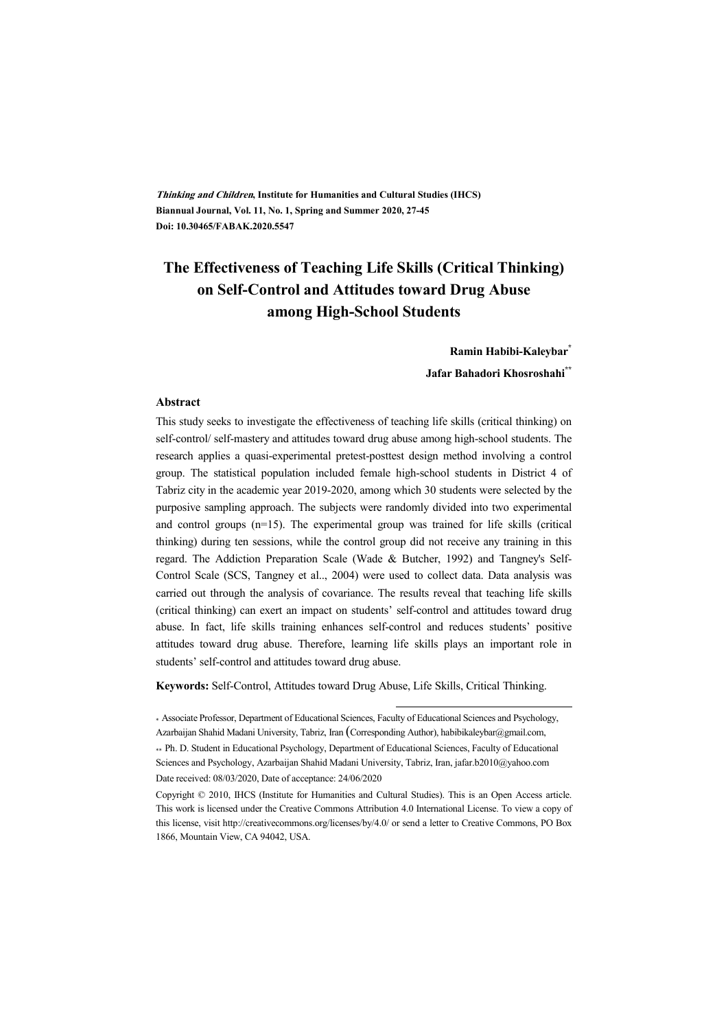***Thinking and Children*, Institute for Humanities and Cultural Studies (IHCS)**
**Biannual Journal, Vol. 11, No. 1, Spring and Summer 2020, 27-45**
**Doi: 10.30465/FABAK.2020.5547**

# The Effectiveness of Teaching Life Skills (Critical Thinking) on Self-Control and Attitudes toward Drug Abuse among High-School Students

**Ramin Habibi-Kaleybar[*]**

**Jafar Bahadori Khosroshahi[**]**

### Abstract

This study seeks to investigate the effectiveness of teaching life skills (critical thinking) on self-control/ self-mastery and attitudes toward drug abuse among high-school students. The research applies a quasi-experimental pretest-posttest design method involving a control group. The statistical population included female high-school students in District 4 of Tabriz city in the academic year 2019-2020, among which 30 students were selected by the purposive sampling approach. The subjects were randomly divided into two experimental and control groups (n=15). The experimental group was trained for life skills (critical thinking) during ten sessions, while the control group did not receive any training in this regard. The Addiction Preparation Scale (Wade & Butcher, 1992) and Tangney's Self-Control Scale (SCS, Tangney et al.., 2004) were used to collect data. Data analysis was carried out through the analysis of covariance. The results reveal that teaching life skills (critical thinking) can exert an impact on students' self-control and attitudes toward drug abuse. In fact, life skills training enhances self-control and reduces students' positive attitudes toward drug abuse. Therefore, learning life skills plays an important role in students' self-control and attitudes toward drug abuse.

**Keywords:** Self-Control, Attitudes toward Drug Abuse, Life Skills, Critical Thinking.

---

[*] Associate Professor, Department of Educational Sciences, Faculty of Educational Sciences and Psychology, Azarbaijan Shahid Madani University, Tabriz, Iran (Corresponding Author), habibikaleybar@gmail.com,

[**] Ph. D. Student in Educational Psychology, Department of Educational Sciences, Faculty of Educational Sciences and Psychology, Azarbaijan Shahid Madani University, Tabriz, Iran, jafar.b2010@yahoo.com

Date received: 08/03/2020, Date of acceptance: 24/06/2020

Copyright © 2010, IHCS (Institute for Humanities and Cultural Studies). This is an Open Access article. This work is licensed under the Creative Commons Attribution 4.0 International License. To view a copy of this license, visit http://creativecommons.org/licenses/by/4.0/ or send a letter to Creative Commons, PO Box 1866, Mountain View, CA 94042, USA.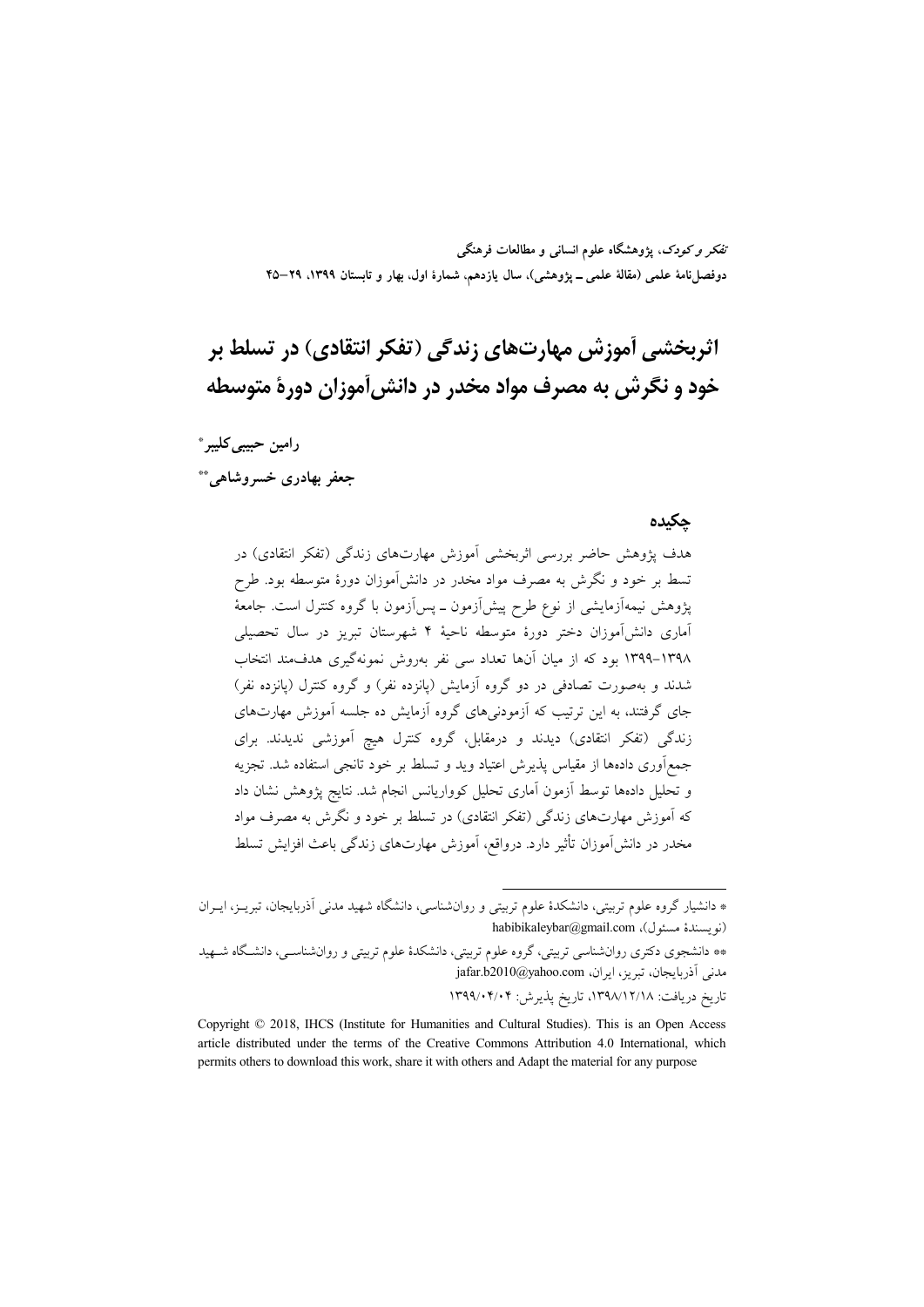# اثربخشی آموزش مهارت‌های زندگی (تفکر انتقادی) در تسلط بر خود و نگرش به مصرف مواد مخدر در دانش‌آموزان دورۀ متوسطه

**رامین حبیبی‌کلیبر***

**جعفر بهادری خسروشاهی****

## چکیده

هدف پژوهش حاضر بررسی اثربخشی آموزش مهارت‌های زندگی (تفکر انتقادی) در تسط بر خود و نگرش به مصرف مواد مخدر در دانش‌آموزان دورۀ متوسطه بود. طرح پژوهش نیمه‌آزمایشی از نوع طرح پیش‌آزمون ـ پس‌آزمون با گروه کنترل است. جامعۀ آماری دانش‌آموزان دختر دورۀ متوسطه ناحیۀ ۴ شهرستان تبریز در سال تحصیلی ۱۳۹۸-۱۳۹۹ بود که از میان آن‌ها تعداد سی نفر به‌روش نمونه‌گیری هدف‌مند انتخاب شدند و به‌صورت تصادفی در دو گروه آزمایش (پانزده نفر) و گروه کنترل (پانزده نفر) جای گرفتند، به این ترتیب که آزمودنی‌های گروه آزمایش ده جلسه آموزش مهارت‌های زندگی (تفکر انتقادی) دیدند و درمقابل، گروه کنترل هیچ آموزشی ندیدند. برای جمع‌آوری داده‌ها از مقیاس پذیرش اعتیاد وید و تسلط بر خود تانجی استفاده شد. تجزیه و تحلیل داده‌ها توسط آزمون آماری تحلیل کوواریانس انجام شد. نتایج پژوهش نشان داد که آموزش مهارت‌های زندگی (تفکر انتقادی) در تسلط بر خود و نگرش به مصرف مواد مخدر در دانش‌آموزان تأثیر دارد. درواقع، آموزش مهارت‌های زندگی باعث افزایش تسلط

---

* دانشیار گروه علوم تربیتی، دانشکدۀ علوم تربیتی و روان‌شناسی، دانشگاه شهید مدنی آذربایجان، تبریز، ایران (نویسندۀ مسئول)، habibikaleybar@gmail.com

** دانشجوی دکتری روان‌شناسی تربیتی، گروه علوم تربیتی، دانشکدۀ علوم تربیتی و روان‌شناسی، دانشگاه شهید مدنی آذربایجان، تبریز، ایران، jafar.b2010@yahoo.com

تاریخ دریافت: ۱۳۹۸/۱۲/۱۸، تاریخ پذیرش: ۱۳۹۹/۰۴/۰۴

Copyright © 2018, IHCS (Institute for Humanities and Cultural Studies). This is an Open Access article distributed under the terms of the Creative Commons Attribution 4.0 International, which permits others to download this work, share it with others and Adapt the material for any purpose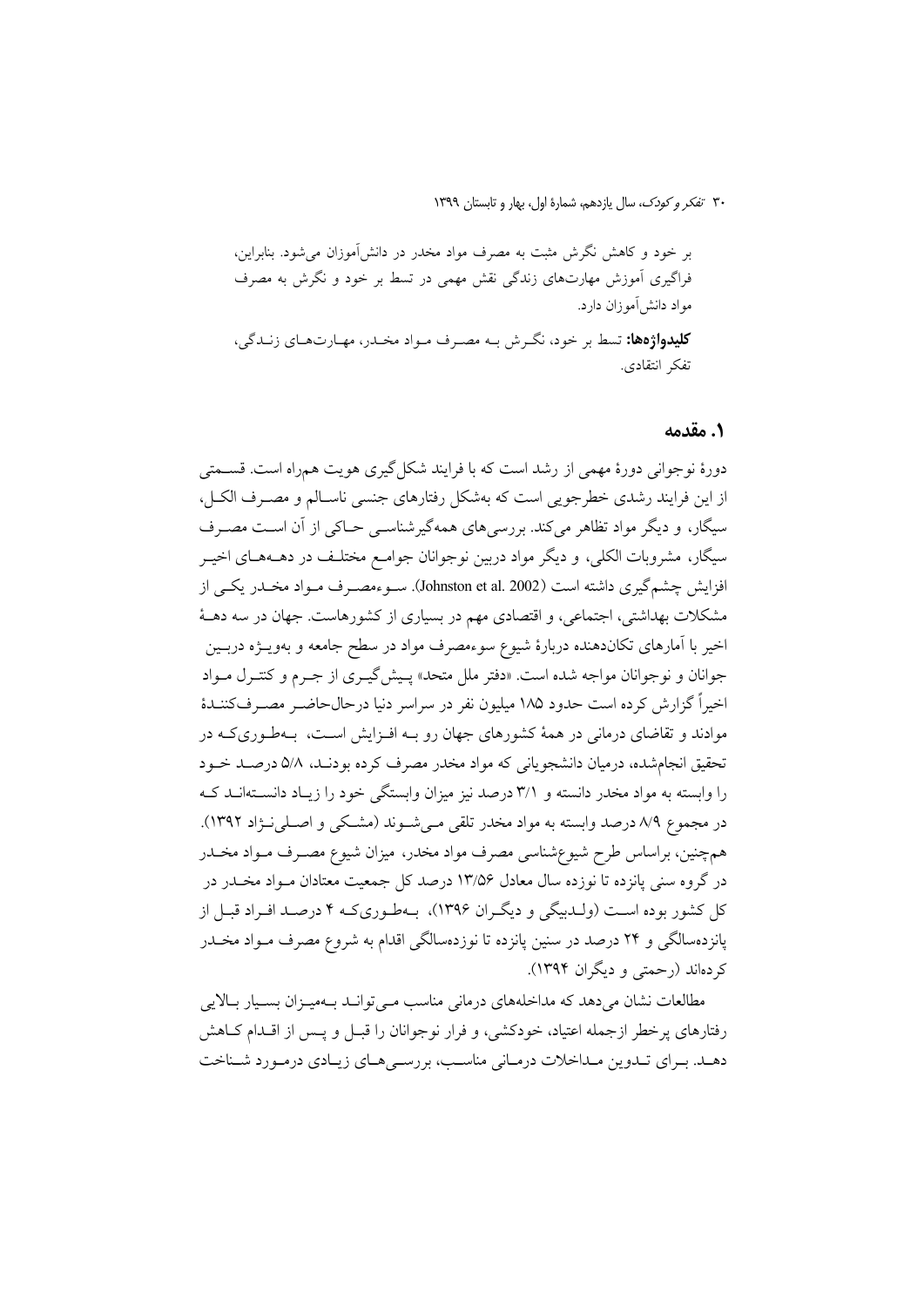بر خود و کاهش نگرش مثبت به مصرف مواد مخدر در دانش‌آموزان می‌شود. بنابراین، فراگیری آموزش مهارت‌های زندگی نقش مهمی در تسط بر خود و نگرش به مصرف مواد دانش‌آموزان دارد.

**کلیدواژه‌ها:** تسط بر خود، نگرش به مصرف مواد مخدر، مهارت‌های زندگی، تفکر انتقادی.

## ۱. مقدمه

دورهٔ نوجوانی دورهٔ مهمی از رشد است که با فرایند شکل‌گیری هویت همراه است. قسمتی از این فرایند رشدی خطرجویی است که به‌شکل رفتارهای جنسی ناسالم و مصرف الکل، سیگار، و دیگر مواد تظاهر می‌کند. بررسی‌های همه‌گیرشناسی حاکی از آن است مصرف سیگار، مشروبات الکلی، و دیگر مواد دربین نوجوانان جوامع مختلف در دهه‌های اخیر افزایش چشم‌گیری داشته است (Johnston et al. 2002). سوءمصرف مواد مخدر یکی از مشکلات بهداشتی، اجتماعی، و اقتصادی مهم در بسیاری از کشورهاست. جهان در سه دههٔ اخیر با آمارهای تکان‌دهنده دربارهٔ شیوع سوءمصرف مواد در سطح جامعه و به‌ویژه دربین جوانان و نوجوانان مواجه شده است. «دفتر ملل متحد» پیش‌گیری از جرم و کنترل مواد اخیراً گزارش کرده است حدود ۱۸۵ میلیون نفر در سراسر دنیا درحال‌حاضر مصرف‌کنندهٔ موادند و تقاضای درمانی در همهٔ کشورهای جهان رو به افزایش است، به‌طوری‌که در تحقیق انجام‌شده، درمیان دانشجویانی که مواد مخدر مصرف کرده بودند، ۵/۸ درصد خود را وابسته به مواد مخدر دانسته و ۳/۱ درصد نیز میزان وابستگی خود را زیاد دانسته‌اند که در مجموع ۸/۹ درصد وابسته به مواد مخدر تلقی می‌شوند (مشکی و اصلی‌نژاد ۱۳۹۲). هم‌چنین، براساس طرح شیوع‌شناسی مصرف مواد مخدر، میزان شیوع مصرف مواد مخدر در گروه سنی پانزده تا نوزده سال معادل ۱۳/۵۶ درصد کل جمعیت معتادان مواد مخدر در کل کشور بوده است (ولدبیگی و دیگران ۱۳۹۶)، به‌طوری‌که ۴ درصد افراد قبل از پانزده‌سالگی و ۲۴ درصد در سنین پانزده تا نوزده‌سالگی اقدام به شروع مصرف مواد مخدر کرده‌اند (رحمتی و دیگران ۱۳۹۴).

مطالعات نشان می‌دهد که مداخله‌های درمانی مناسب می‌تواند به‌میزان بسیار بالایی رفتارهای پرخطر ازجمله اعتیاد، خودکشی، و فرار نوجوانان را قبل و پس از اقدام کاهش دهد. برای تدوین مداخلات درمانی مناسب، بررسی‌های زیادی درمورد شناخت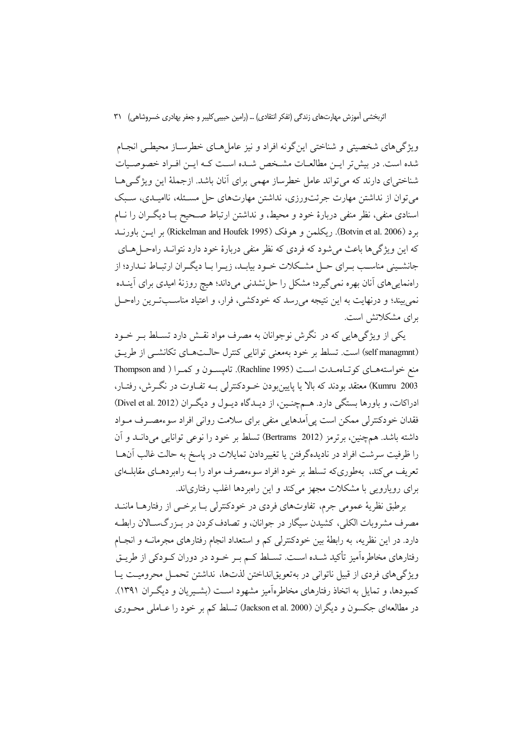ویژگی‌های شخصیتی و شناختی این‌گونه افراد و نیز عامل‌های خطرساز محیطی انجام شده است. در بیش‌تر این مطالعات مشخص شده است که این افراد خصوصیات شناختی‌ای دارند که می‌تواند عامل خطرساز مهمی برای آنان باشد. ازجملهٔ این ویژگی‌ها می‌توان از نداشتن مهارت جرئت‌ورزی، نداشتن مهارت‌های حل مسئله، ناامیدی، سبک اسنادی منفی، نظر منفی دربارهٔ خود و محیط، و نداشتن ارتباط صحیح با دیگران را نام برد (Botvin et al. 2006). ریکلمن و هوفک (Rickelman and Houfek 1995) بر این باورند که این ویژگی‌ها باعث می‌شود که فردی که نظر منفی دربارهٔ خود دارد نتواند راه‌حل‌های جانشینی مناسب برای حل مشکلات خود بیابد، زیرا با دیگران ارتباط ندارد؛ از راهنمایی‌های آنان بهره نمی‌گیرد؛ مشکل را حل‌نشدنی می‌داند؛ هیچ روزنهٔ امیدی برای آینده نمی‌بیند؛ و درنهایت به این نتیجه می‌رسد که خودکشی، فرار، و اعتیاد مناسب‌ترین راه‌حل برای مشکلاتش است.

یکی از ویژگی‌هایی که در نگرش نوجوانان به مصرف مواد نقش دارد تسلط بر خود (self managmnt) است. تسلط بر خود به‌معنی توانایی کنترل حالت‌های تکانشی از طریق منع خواسته‌های کوتاه‌مدت است (Rachline 1995). تامپسون و کمرا (Thompson and Kumru 2003) معتقد بودند که بالا یا پایین‌بودن خودکنترلی به تفاوت در نگرش، رفتار، ادراکات، و باورها بستگی دارد. هم‌چنین، از دیدگاه دیول و دیگران (Divel et al. 2012) فقدان خودکنترلی ممکن است پی‌آمدهایی منفی برای سلامت روانی افراد سوءمصرف مواد داشته باشد. هم‌چنین، برترمز (Bertrams 2012) تسلط بر خود را نوعی توانایی می‌داند و آن را ظرفیت سرشت افراد در نادیده‌گرفتن یا تغییردادن تمایلات در پاسخ به حالت غالب آن‌ها تعریف می‌کند، به‌طوری‌که تسلط بر خود افراد سوءمصرف مواد را به راهبردهای مقابله‌ای برای رویارویی با مشکلات مجهز می‌کند و این راهبردها اغلب رفتاری‌اند.

برطبق نظریهٔ عمومی جرم، تفاوت‌های فردی در خودکنترلی با برخی از رفتارها مانند مصرف مشروبات الکلی، کشیدن سیگار در جوانان، و تصادف‌کردن در بزرگ‌سالان رابطه دارد. در این نظریه، به رابطهٔ بین خودکنترلی کم و استعداد انجام رفتارهای مجرمانه و انجام رفتارهای مخاطره‌آمیز تأکید شده است. تسلط کم بر خود در دوران کودکی از طریق ویژگی‌های فردی از قبیل ناتوانی در به‌تعویق‌انداختن لذت‌ها، نداشتن تحمل محرومیت یا کمبودها، و تمایل به اتخاذ رفتارهای مخاطره‌آمیز مشهود است (بشیریان و دیگران ۱۳۹۱). در مطالعه‌ای جکسون و دیگران (Jackson et al. 2000) تسلط کم بر خود را عاملی محوری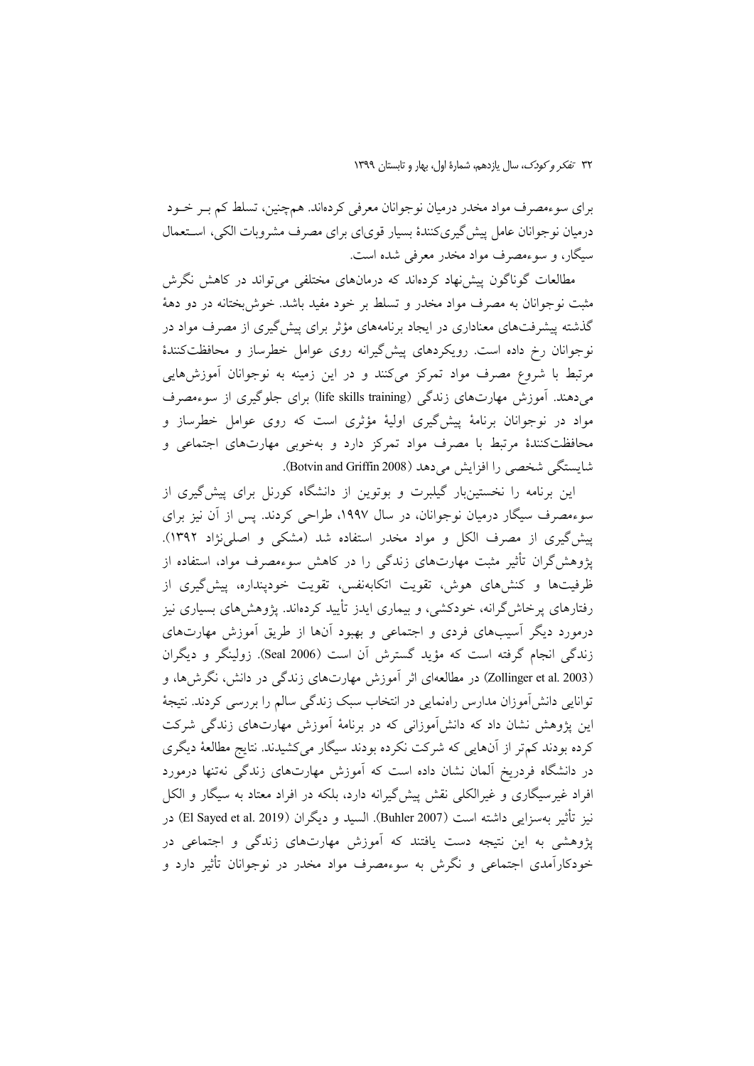برای سوءمصرف مواد مخدر درمیان نوجوانان معرفی کرده‌اند. هم‌چنین، تسلط کم بـر خـود درمیان نوجوانان عامل پیش‌گیری‌کنندهٔ بسیار قوی‌ای برای مصرف مشروبات الکی، اسـتعمال سیگار، و سوءمصرف مواد مخدر معرفی شده است.

مطالعات گوناگون پیش‌نهاد کرده‌اند که درمان‌های مختلفی می‌تواند در کاهش نگرش مثبت نوجوانان به مصرف مواد مخدر و تسلط بر خود مفید باشد. خوش‌بختانه در دو دههٔ گذشته پیشرفت‌های معناداری در ایجاد برنامه‌های مؤثر برای پیش‌گیری از مصرف مواد در نوجوانان رخ داده است. رویکردهای پیش‌گیرانه روی عوامل خطرساز و محافظت‌کنندهٔ مرتبط با شروع مصرف مواد تمرکز می‌کنند و در این زمینه به نوجوانان آموزش‌هایی می‌دهند. آموزش مهارت‌های زندگی (life skills training) برای جلوگیری از سوءمصرف مواد در نوجوانان برنامهٔ پیش‌گیری اولیهٔ مؤثری است که روی عوامل خطرساز و محافظت‌کنندهٔ مرتبط با مصرف مواد تمرکز دارد و به‌خوبی مهارت‌های اجتماعی و شایستگی شخصی را افزایش می‌دهد (Botvin and Griffin 2008).

این برنامه را نخستین‌بار گیلبرت و بوتوین از دانشگاه کورنل برای پیش‌گیری از سوءمصرف سیگار درمیان نوجوانان، در سال ۱۹۹۷، طراحی کردند. پس از آن نیز برای پیش‌گیری از مصرف الکل و مواد مخدر استفاده شد (مشکی و اصلی‌نژاد ۱۳۹۲). پژوهش‌گران تأثیر مثبت مهارت‌های زندگی را در کاهش سوءمصرف مواد، استفاده از ظرفیت‌ها و کنش‌های هوش، تقویت اتکابه‌نفس، تقویت خودپنداره، پیش‌گیری از رفتارهای پرخاش‌گرانه، خودکشی، و بیماری ایدز تأیید کرده‌اند. پژوهش‌های بسیاری نیز درمورد دیگر آسیب‌های فردی و اجتماعی و بهبود آن‌ها از طریق آموزش مهارت‌های زندگی انجام گرفته است که مؤید گسترش آن است (Seal 2006). زولینگر و دیگران (Zollinger et al. 2003) در مطالعه‌ای اثر آموزش مهارت‌های زندگی در دانش، نگرش‌ها، و توانایی دانش‌آموزان مدارس راهنمایی در انتخاب سبک زندگی سالم را بررسی کردند. نتیجهٔ این پژوهش نشان داد که دانش‌آموزانی که در برنامهٔ آموزش مهارت‌های زندگی شرکت کرده بودند کم‌تر از آن‌هایی که شرکت نکرده بودند سیگار می‌کشیدند. نتایج مطالعهٔ دیگری در دانشگاه فردریخ آلمان نشان داده است که آموزش مهارت‌های زندگی نه‌تنها درمورد افراد غیرسیگاری و غیرالکلی نقش پیش‌گیرانه دارد، بلکه در افراد معتاد به سیگار و الکل نیز تأثیر به‌سزایی داشته است (Buhler 2007). السید و دیگران (El Sayed et al. 2019) در پژوهشی به این نتیجه دست یافتند که آموزش مهارت‌های زندگی و اجتماعی در خودکارآمدی اجتماعی و نگرش به سوءمصرف مواد مخدر در نوجوانان تأثیر دارد و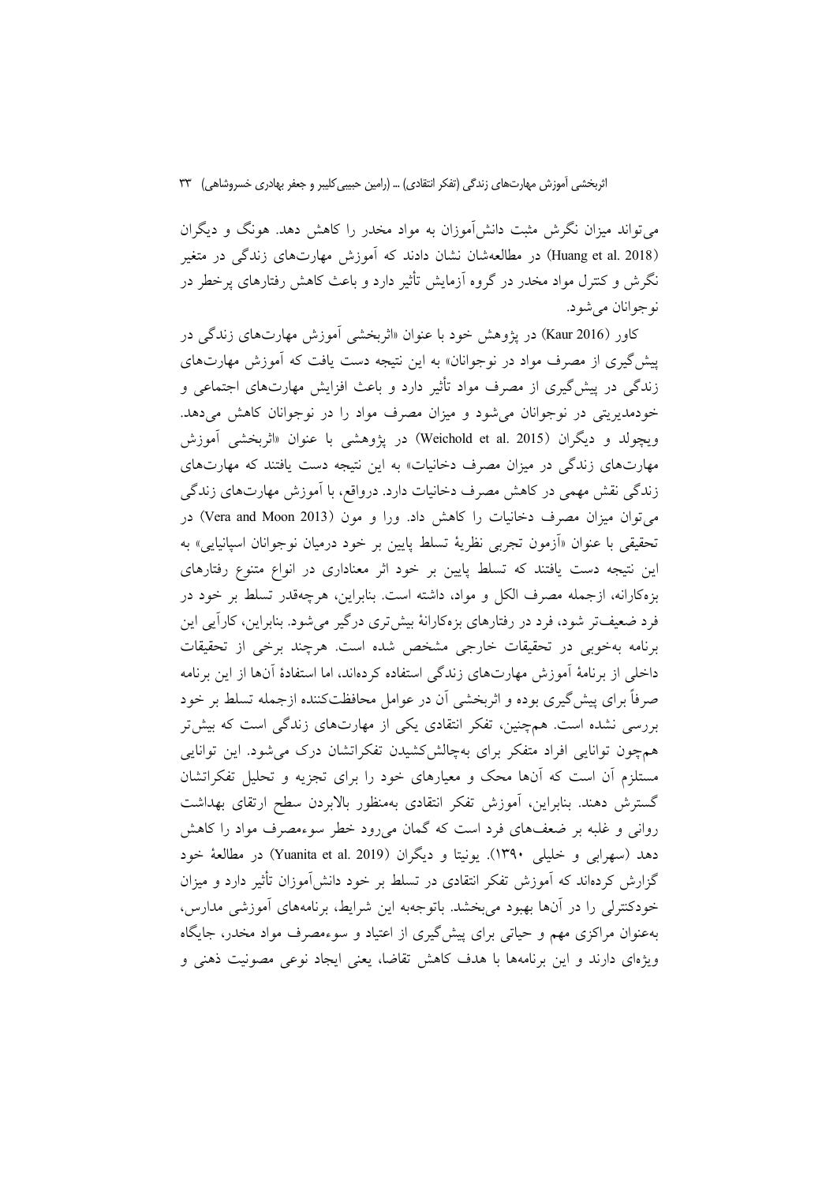می‌تواند میزان نگرش مثبت دانش‌آموزان به مواد مخدر را کاهش دهد. هونگ و دیگران (Huang et al. 2018) در مطالعه‌شان نشان دادند که آموزش مهارت‌های زندگی در متغیر نگرش و کنترل مواد مخدر در گروه آزمایش تأثیر دارد و باعث کاهش رفتارهای پرخطر در نوجوانان می‌شود.

کاور (Kaur 2016) در پژوهش خود با عنوان «اثربخشی آموزش مهارت‌های زندگی در پیش‌گیری از مصرف مواد در نوجوانان» به این نتیجه دست یافت که آموزش مهارت‌های زندگی در پیش‌گیری از مصرف مواد تأثیر دارد و باعث افزایش مهارت‌های اجتماعی و خودمدیریتی در نوجوانان می‌شود و میزان مصرف مواد را در نوجوانان کاهش می‌دهد. ویچولد و دیگران (Weichold et al. 2015) در پژوهشی با عنوان «اثربخشی آموزش مهارت‌های زندگی در میزان مصرف دخانیات» به این نتیجه دست یافتند که مهارت‌های زندگی نقش مهمی در کاهش مصرف دخانیات دارد. درواقع، با آموزش مهارت‌های زندگی می‌توان میزان مصرف دخانیات را کاهش داد. ورا و مون (Vera and Moon 2013) در تحقیقی با عنوان «آزمون تجربی نظریهٔ تسلط پایین بر خود درمیان نوجوانان اسپانیایی» به این نتیجه دست یافتند که تسلط پایین بر خود اثر معناداری در انواع متنوع رفتارهای بزه‌کارانه، ازجمله مصرف الکل و مواد، داشته است. بنابراین، هرچه‌قدر تسلط بر خود در فرد ضعیف‌تر شود، فرد در رفتارهای بزه‌کارانهٔ بیش‌تری درگیر می‌شود. بنابراین، کارآیی این برنامه به‌خوبی در تحقیقات خارجی مشخص شده است. هرچند برخی از تحقیقات داخلی از برنامهٔ آموزش مهارت‌های زندگی استفاده کرده‌اند، اما استفادهٔ آن‌ها از این برنامه صرفاً برای پیش‌گیری بوده و اثربخشی آن در عوامل محافظت‌کننده ازجمله تسلط بر خود بررسی نشده است. هم‌چنین، تفکر انتقادی یکی از مهارت‌های زندگی است که بیش‌تر هم‌چون توانایی افراد متفکر برای به‌چالش‌کشیدن تفکراتشان درک می‌شود. این توانایی مستلزم آن است که آن‌ها محک و معیارهای خود را برای تجزیه و تحلیل تفکراتشان گسترش دهند. بنابراین، آموزش تفکر انتقادی به‌منظور بالابردن سطح ارتقای بهداشت روانی و غلبه بر ضعف‌های فرد است که گمان می‌رود خطر سوءمصرف مواد را کاهش دهد (سهرابی و خلیلی ۱۳۹۰). یونیتا و دیگران (Yuanita et al. 2019) در مطالعهٔ خود گزارش کرده‌اند که آموزش تفکر انتقادی در تسلط بر خود دانش‌آموزان تأثیر دارد و میزان خودکنترلی را در آن‌ها بهبود می‌بخشد. باتوجه‌به این شرایط، برنامه‌های آموزشی مدارس، به‌عنوان مراکزی مهم و حیاتی برای پیش‌گیری از اعتیاد و سوءمصرف مواد مخدر، جایگاه ویژه‌ای دارند و این برنامه‌ها با هدف کاهش تقاضا، یعنی ایجاد نوعی مصونیت ذهنی و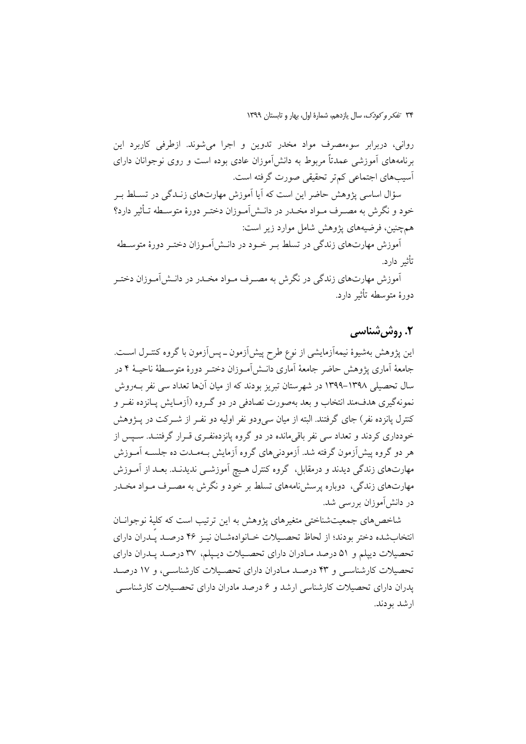روانی، دربرابر سوءمصرف مواد مخدر تدوین و اجرا می‌شوند. ازطرفی کاربرد این برنامه‌های آموزشی عمدتاً مربوط به دانش‌آموزان عادی بوده است و روی نوجوانان دارای آسیب‌های اجتماعی کم‌تر تحقیقی صورت گرفته است.

سؤال اساسی پژوهش حاضر این است که آیا آموزش مهارت‌های زندگی در تسلط بر خود و نگرش به مصرف مواد مخدر در دانش‌آموزان دختر دورهٔ متوسطه تأثیر دارد؟ هم‌چنین، فرضیه‌های پژوهش شامل موارد زیر است:

آموزش مهارت‌های زندگی در تسلط بر خود در دانش‌آموزان دختر دورهٔ متوسطه تأثیر دارد.

آموزش مهارت‌های زندگی در نگرش به مصرف مواد مخدر در دانش‌آموزان دختر دورهٔ متوسطه تأثیر دارد.

## ۲. روش‌شناسی

این پژوهش به‌شیوهٔ نیمه‌آزمایشی از نوع طرح پیش‌آزمون ـ پس‌آزمون با گروه کنترل است. جامعهٔ آماری پژوهش حاضر جامعهٔ آماری دانش‌آموزان دختر دورهٔ متوسطهٔ ناحیهٔ ۴ در سال تحصیلی ۱۳۹۸–۱۳۹۹ در شهرستان تبریز بودند که از میان آن‌ها تعداد سی نفر به‌روش نمونه‌گیری هدف‌مند انتخاب و بعد به‌صورت تصادفی در دو گروه (آزمایش پانزده نفر و کنترل پانزده نفر) جای گرفتند. البته از میان سی‌ودو نفر اولیه دو نفر از شرکت در پژوهش خودداری کردند و تعداد سی نفر باقی‌مانده در دو گروه پانزده‌نفری قرار گرفتند. سپس از هر دو گروه پیش‌آزمون گرفته شد. آزمودنی‌های گروه آزمایش به‌مدت ده جلسه آموزش مهارت‌های زندگی دیدند و درمقابل، گروه کنترل هیچ آموزشی ندیدند. بعد از آموزش مهارت‌های زندگی، دوباره پرسش‌نامه‌های تسلط بر خود و نگرش به مصرف مواد مخدر در دانش‌آموزان بررسی شد.

شاخص‌های جمعیت‌شناختی متغیرهای پژوهش به این ترتیب است که کلیهٔ نوجوانان انتخاب‌شده دختر بودند؛ از لحاظ تحصیلات خانواده‌شان نیز ۴۶ درصد پدران دارای تحصیلات دیپلم و ۵۱ درصد مادران دارای تحصیلات دیپلم، ۳۷ درصد پدران دارای تحصیلات کارشناسی و ۴۳ درصد مادران دارای تحصیلات کارشناسی، و ۱۷ درصد پدران دارای تحصیلات کارشناسی ارشد و ۶ درصد مادران دارای تحصیلات کارشناسی ارشد بودند.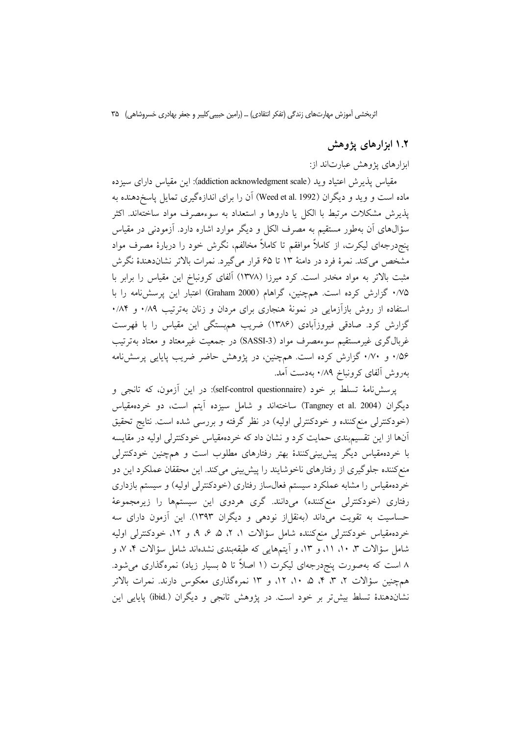## ۱.۲ ابزارهای پژوهش

ابزارهای پژوهش عبارت‌اند از:

مقیاس پذیرش اعتیاد وید (addiction acknowledgment scale): این مقیاس دارای سیزده ماده است و وید و دیگران (Weed et al. 1992) آن را برای اندازه‌گیری تمایل پاسخ‌دهنده به پذیرش مشکلات مرتبط با الکل یا داروها و استعداد به سوءمصرف مواد ساخته‌اند. اکثر سؤال‌های آن به‌طور مستقیم به مصرف الکل و دیگر موارد اشاره دارد. آزمودنی در مقیاس پنج‌درجه‌ای لیکرت، از کاملاً موافقم تا کاملاً مخالفم، نگرش خود را دربارهٔ مصرف مواد مشخص می‌کند. نمرهٔ فرد در دامنهٔ ۱۳ تا ۶۵ قرار می‌گیرد. نمرات بالاتر نشان‌دهندهٔ نگرش مثبت بالاتر به مواد مخدر است. کرد میرزا (۱۳۷۸) آلفای کرونباخ این مقیاس را برابر با ۰/۷۵ گزارش کرده است. هم‌چنین، گراهام (Graham 2000) اعتبار این پرسش‌نامه را با استفاده از روش بازآزمایی در نمونهٔ هنجاری برای مردان و زنان به‌ترتیب ۰/۸۹ و ۰/۸۴ گزارش کرد. صادقی فیروزآبادی (۱۳۸۶) ضریب همبستگی این مقیاس را با فهرست غربال‌گری غیرمستقیم سوءمصرف مواد (SASSI-3) در جمعیت غیرمعتاد و معتاد به‌ترتیب ۰/۵۶ و ۰/۷۰ گزارش کرده است. هم‌چنین، در پژوهش حاضر ضریب پایایی پرسش‌نامه به‌روش آلفای کرونباخ ۰/۸۹ به‌دست آمد.

پرسش‌نامهٔ تسلط بر خود (self-control questionnaire): در این آزمون، که تانجی و دیگران (Tangney et al. 2004) ساخته‌اند و شامل سیزده آیتم است، دو خرده‌مقیاس (خودکنترلی منع‌کننده و خودکنترلی اولیه) در نظر گرفته و بررسی شده است. نتایج تحقیق آن‌ها از این تقسیم‌بندی حمایت کرد و نشان داد که خرده‌مقیاس خودکنترلی اولیه در مقایسه با خرده‌مقیاس دیگر پیش‌بینی‌کنندهٔ بهتر رفتارهای مطلوب است و هم‌چنین خودکنترلی منع‌کننده جلوگیری از رفتارهای ناخوشایند را پیش‌بینی می‌کند. این محققان عملکرد این دو خرده‌مقیاس را مشابه عملکرد سیستم فعال‌ساز رفتاری (خودکنترلی اولیه) و سیستم بازداری رفتاری (خودکنترلی منع‌کننده) می‌دانند. گری هردوی این سیستم‌ها را زیرمجموعهٔ حساسیت به تقویت می‌داند (به‌نقل‌از نودهی و دیگران ۱۳۹۳). این آزمون دارای سه خرده‌مقیاس خودکنترلی منع‌کننده شامل سؤالات ۱، ۲، ۵، ۶، ۹، و ۱۲، خودکنترلی اولیه شامل سؤالات ۳، ۱۰، ۱۱، و ۱۳، و آیتم‌هایی که طبقه‌بندی نشده‌اند شامل سؤالات ۴، ۷، و ۸ است که به‌صورت پنج‌درجه‌ای لیکرت (۱ اصلاً تا ۵ بسیار زیاد) نمره‌گذاری می‌شود. هم‌چنین سؤالات ۲، ۳، ۴، ۵، ۱۰، ۱۲، و ۱۳ نمره‌گذاری معکوس دارند. نمرات بالاتر نشان‌دهندهٔ تسلط بیش‌تر بر خود است. در پژوهش تانجی و دیگران (.ibid) پایایی این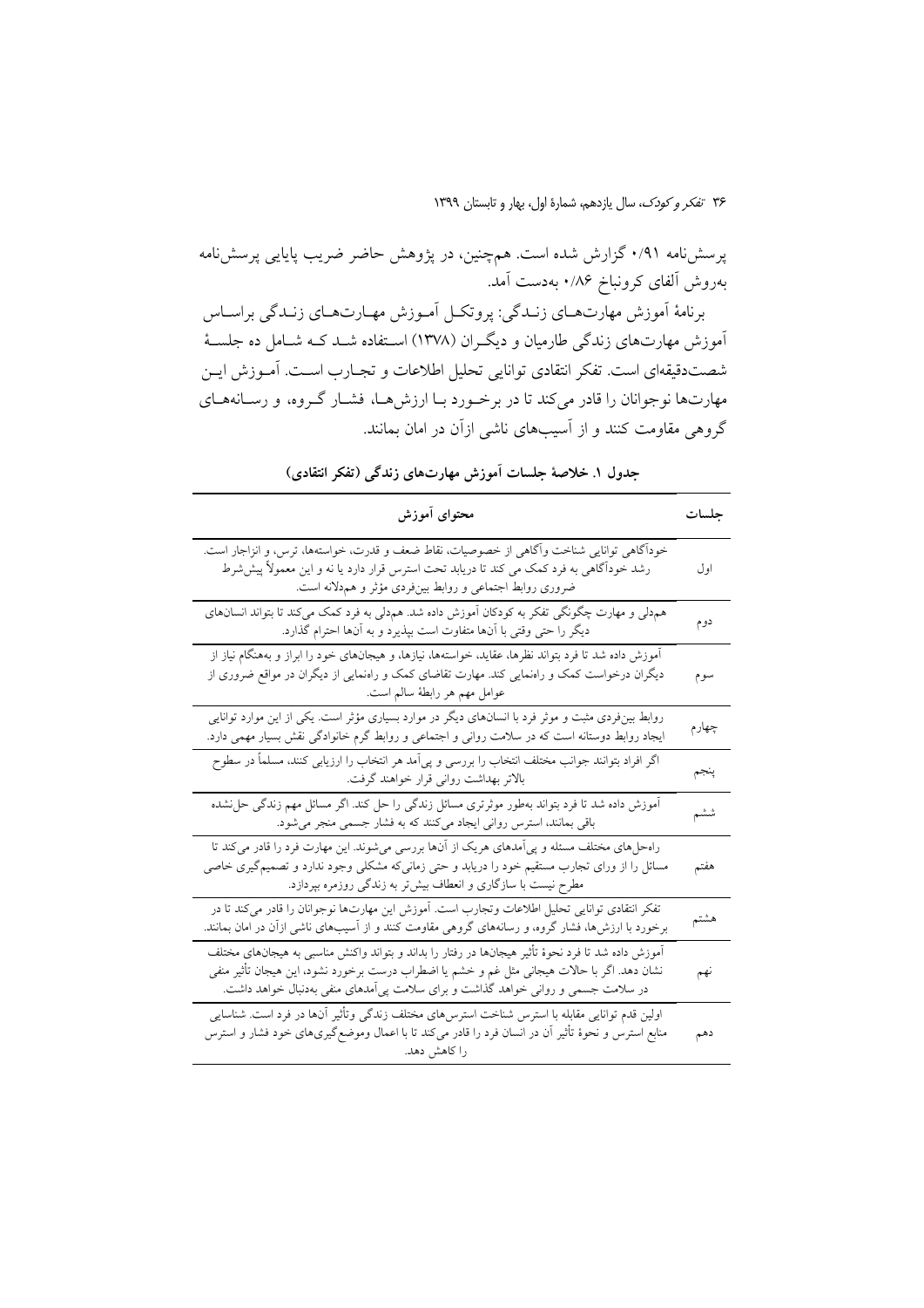پرسش‌نامه ۰/۹۱ گزارش شده است. هم‌چنین، در پژوهش حاضر ضریب پایایی پرسش‌نامه به‌روش آلفای کرونباخ ۰/۸۶ به‌دست آمد.

برنامهٔ آموزش مهارت‌های زندگی: پروتکل آموزش مهارت‌های زندگی براساس آموزش مهارت‌های زندگی طارمیان و دیگران (۱۳۷۸) استفاده شد که شامل ده جلسهٔ شصت‌دقیقه‌ای است. تفکر انتقادی توانایی تحلیل اطلاعات و تجارب است. آموزش این مهارت‌ها نوجوانان را قادر می‌کند تا در برخورد با ارزش‌ها، فشار گروه، و رسانه‌های گروهی مقاومت کنند و از آسیب‌های ناشی ازآن در امان بمانند.

**جدول ۱. خلاصهٔ جلسات آموزش مهارت‌های زندگی (تفکر انتقادی)**

| جلسات | محتوای آموزش |
|---|---|
| اول | خودآگاهی توانایی شناخت وآگاهی از خصوصیات، نقاط ضعف و قدرت، خواسته‌ها، ترس، و انزجار است. رشد خودآگاهی به فرد کمک می کند تا دریابد تحت استرس قرار دارد یا نه و این معمولاً پیش‌شرط ضروری روابط اجتماعی و روابط بین‌فردی مؤثر و همدلانه است. |
| دوم | همدلی و مهارت چگونگی تفکر به کودکان آموزش داده شد. همدلی به فرد کمک می‌کند تا بتواند انسان‌های دیگر را حتی وقتی با آن‌ها متفاوت است بپذیرد و به آن‌ها احترام گذارد. |
| سوم | آموزش داده شد تا فرد بتواند نظرها، عقاید، خواسته‌ها، نیازها، و هیجان‌های خود را ابراز و به‌هنگام نیاز از دیگران درخواست کمک و راهنمایی کند. مهارت تقاضای کمک و راهنمایی از دیگران در مواقع ضروری از عوامل مهم هر رابطهٔ سالم است. |
| چهارم | روابط بین‌فردی مثبت و موثر فرد با انسان‌های دیگر در موارد بسیاری مؤثر است. یکی از این موارد توانایی ایجاد روابط دوستانه است که در سلامت روانی و اجتماعی و روابط گرم خانوادگی نقش بسیار مهمی دارد. |
| پنجم | اگر افراد بتوانند جوانب مختلف انتخاب را بررسی و پی‌آمد هر انتخاب را ارزیابی کنند، مسلماً در سطوح بالاتر بهداشت روانی قرار خواهند گرفت. |
| ششم | آموزش داده شد تا فرد بتواند به‌طور موثرتری مسائل زندگی را حل کند. اگر مسائل مهم زندگی حل‌نشده باقی بمانند، استرس روانی ایجاد می‌کنند که به فشار جسمی منجر می‌شود. |
| هفتم | راه‌حل‌های مختلف مسئله و پی‌آمدهای هریک از آن‌ها بررسی می‌شوند. این مهارت فرد را قادر می‌کند تا مسائل را از ورای تجارب مستقیم خود را دریابد و حتی زمانی‌که مشکلی وجود ندارد و تصمیم‌گیری خاصی مطرح نیست با سازگاری و انعطاف بیش‌تر به زندگی روزمره بپردازد. |
| هشتم | تفکر انتقادی توانایی تحلیل اطلاعات وتجارب است. آموزش این مهارت‌ها نوجوانان را قادر می‌کند تا در برخورد با ارزش‌ها، فشار گروه، و رسانه‌های گروهی مقاومت کنند و از آسیب‌های ناشی ازآن در امان بمانند. |
| نهم | آموزش داده شد تا فرد نحوهٔ تأثیر هیجان‌ها در رفتار را بداند و بتواند واکنش مناسبی به هیجان‌های مختلف نشان دهد. اگر با حالات هیجانی مثل غم و خشم یا اضطراب درست برخورد نشود، این هیجان تأثیر منفی در سلامت جسمی و روانی خواهد گذاشت و برای سلامت پی‌آمدهای منفی به‌دنبال خواهد داشت. |
| دهم | اولین قدم توانایی مقابله با استرس شناخت استرس‌های مختلف زندگی وتأثیر آن‌ها در فرد است. شناسایی منابع استرس و نحوهٔ تأثیر آن در انسان فرد را قادر می‌کند تا با اعمال وموضع‌گیری‌های خود فشار و استرس را کاهش دهد. |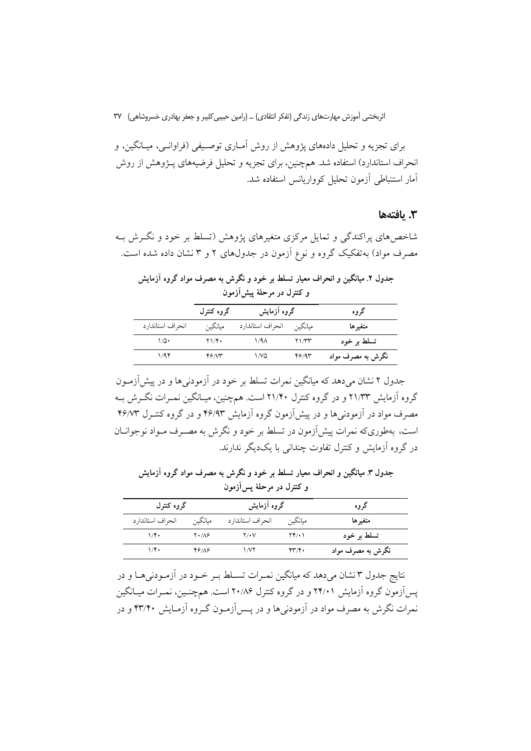برای تجزیه و تحلیل داده‌های پژوهش از روش آماری توصیفی (فراوانی، میانگین، و انحراف استاندارد) استفاده شد. هم‌چنین، برای تجزیه و تحلیل فرضیه‌های پژوهش از روش آمار استنباطی آزمون تحلیل کوواریانس استفاده شد.

## ۳. یافته‌ها

شاخص‌های پراکندگی و تمایل مرکزی متغیرهای پژوهش (تسلط بر خود و نگرش به مصرف مواد) به‌تفکیک گروه و نوع آزمون در جدول‌های ۲ و ۳ نشان داده شده است.

**جدول ۲. میانگین و انحراف معیار تسلط بر خود و نگرش به مصرف مواد گروه آزمایش و کنترل در مرحلهٔ پیش‌آزمون**

| گروه | گروه آزمایش | | گروه کنترل | |
|---|---|---|---|---|
| **متغیرها** | میانگین | انحراف استاندارد | میانگین | انحراف استاندارد |
| **تسلط بر خود** | ۲۱/۳۳ | ۱/۹۸ | ۲۱/۴۰ | ۱/۵۰ |
| **نگرش به مصرف مواد** | ۴۶/۹۳ | ۱/۷۵ | ۴۶/۷۳ | ۱/۹۴ |

جدول ۲ نشان می‌دهد که میانگین نمرات تسلط بر خود در آزمودنی‌ها و در پیش‌آزمون گروه آزمایش ۲۱/۳۳ و در گروه کنترل ۲۱/۴۰ است. هم‌چنین، میانگین نمرات نگرش به مصرف مواد در آزمودنی‌ها و در پیش‌آزمون گروه آزمایش ۴۶/۹۳ و در گروه کنترل ۴۶/۷۳ است، به‌طوری‌که نمرات پیش‌آزمون در تسلط بر خود و نگرش به مصرف مواد نوجوانان در گروه آزمایش و کنترل تفاوت چندانی با یک‌دیگر ندارند.

**جدول ۳. میانگین و انحراف معیار تسلط بر خود و نگرش به مصرف مواد گروه آزمایش و کنترل در مرحلهٔ پس‌آزمون**

| گروه | گروه آزمایش | | گروه کنترل | |
|---|---|---|---|---|
| **متغیرها** | میانگین | انحراف استاندارد | میانگین | انحراف استاندارد |
| **تسلط بر خود** | ۲۴/۰۱ | ۲/۰۷ | ۲۰/۸۶ | ۱/۴۰ |
| **نگرش به مصرف مواد** | ۴۳/۴۰ | ۱/۷۲ | ۴۶/۸۶ | ۱/۴۰ |

نتایج جدول ۳ نشان می‌دهد که میانگین نمرات تسلط بر خود در آزمودنی‌ها و در پس‌آزمون گروه آزمایش ۲۴/۰۱ و در گروه کنترل ۲۰/۸۶ است. هم‌چنین، نمرات میانگین نمرات نگرش به مصرف مواد در آزمودنی‌ها و در پس‌آزمون گروه آزمایش ۴۳/۴۰ و در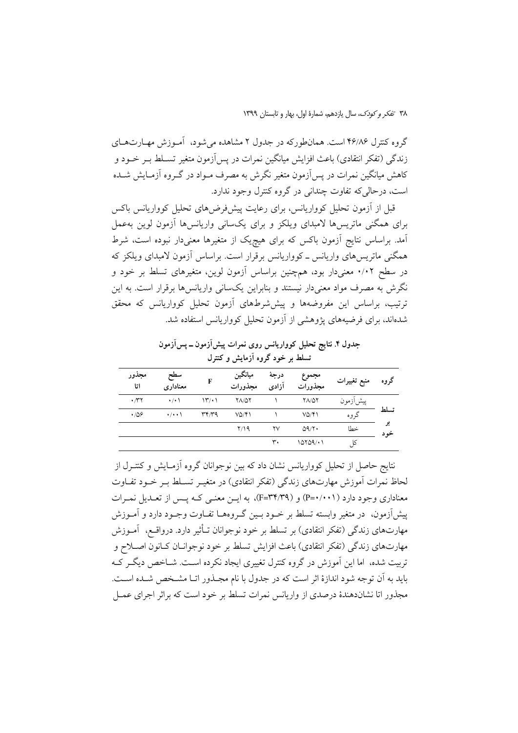گروه کنترل ۴۶/۸۶ است. همان‌طورکه در جدول ۲ مشاهده می‌شود، آموزش مهارت‌های زندگی (تفکر انتقادی) باعث افزایش میانگین نمرات در پس‌آزمون متغیر تسلط بر خود و کاهش میانگین نمرات در پس‌آزمون متغیر نگرش به مصرف مواد در گروه آزمایش شده است، درحالی‌که تفاوت چندانی در گروه کنترل وجود ندارد.

قبل از آزمون تحلیل کوواریانس، برای رعایت پیش‌فرض‌های تحلیل کوواریانس باکس برای همگنی ماتریس‌ها لامبدای ویلکز و برای یکسانی واریانس‌ها آزمون لوین به‌عمل آمد. براساس نتایج آزمون باکس که برای هیچ‌یک از متغیرها معنی‌دار نبوده است، شرط همگنی ماتریس‌های واریانس ـ کوواریانس برقرار است. براساس آزمون لامبدای ویلکز که در سطح ۰/۰۲ معنی‌دار بود، هم‌چنین براساس آزمون لوین، متغیرهای تسلط بر خود و نگرش به مصرف مواد معنی‌دار نیستند و بنابراین یکسانی واریانس‌ها برقرار است. به این ترتیب، براساس این مفروضه‌ها و پیش‌شرط‌های آزمون تحلیل کوواریانس که محقق شده‌اند، برای فرضیه‌های پژوهشی از آزمون تحلیل کوواریانس استفاده شد.

**جدول ۴. نتایج تحلیل کوواریانس روی نمرات پیش‌آزمون ـ پس‌آزمون تسلط بر خود گروه آزمایش و کنترل**

| گروه | منبع تغییرات | مجموع مجذورات | درجهٔ آزادی | میانگین مجذورات | F | سطح معناداری | مجذور اتا |
|---|---|---|---|---|---|---|---|
| تسلط بر خود | پیش‌آزمون | ۲۸/۵۲ | ۱ | ۲۸/۵۲ | ۱۳/۰۱ | ۰/۰۱ | ۰/۳۲ |
| | گروه | ۷۵/۴۱ | ۱ | ۷۵/۴۱ | ۳۴/۳۹ | ۰/۰۰۱ | ۰/۵۶ |
| | خطا | ۵۹/۲۰ | ۲۷ | ۲/۱۹ | | | |
| | کل | ۱۵۲۵۹/۰۱ | ۳۰ | | | | |

نتایج حاصل از تحلیل کوواریانس نشان داد که بین نوجوانان گروه آزمایش و کنترل از لحاظ نمرات آموزش مهارت‌های زندگی (تفکر انتقادی) در متغیر تسلط بر خود تفاوت معناداری وجود دارد (P=۰/۰۰۱) و (F=۳۴/۳۹)، به این معنی که پس از تعدیل نمرات پیش‌آزمون، در متغیر وابسته تسلط بر خود بین گروه‌ها تفاوت وجود دارد و آموزش مهارت‌های زندگی (تفکر انتقادی) بر تسلط بر خود نوجوانان تأثیر دارد. درواقع، آموزش مهارت‌های زندگی (تفکر انتقادی) باعث افزایش تسلط بر خود نوجوانان کانون اصلاح و تربیت شده، اما این آموزش در گروه کنترل تغییری ایجاد نکرده است. شاخص دیگر که باید به آن توجه شود اندازهٔ اثر است که در جدول با نام مجذور اتا مشخص شده است. مجذور اتا نشان‌دهندهٔ درصدی از واریانس نمرات تسلط بر خود است که براثر اجرای عمل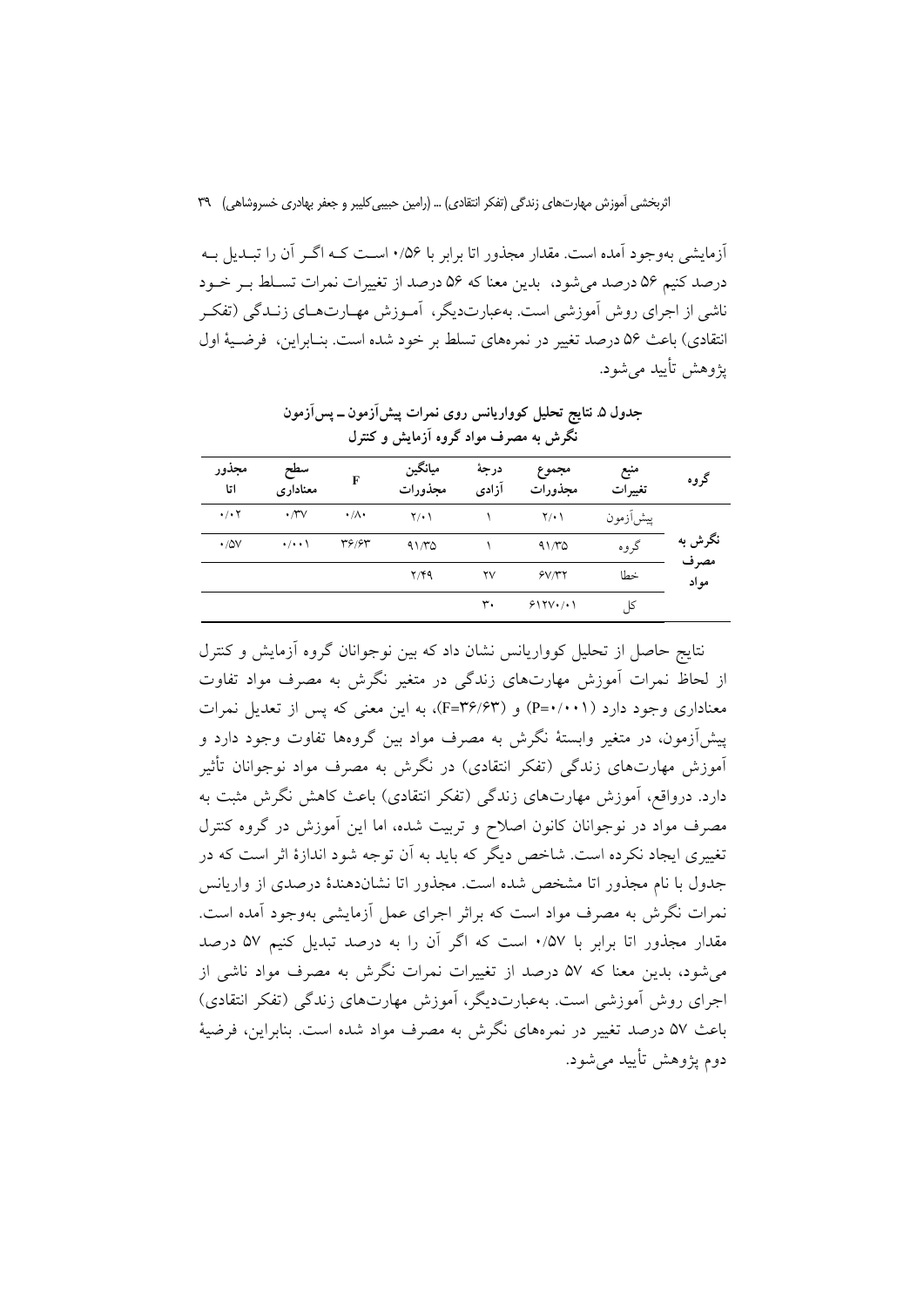آزمایشی به‌وجود آمده است. مقدار مجذور اتا برابر با ۰/۵۶ است که اگر آن را تبدیل به درصد کنیم ۵۶ درصد می‌شود، بدین معنا که ۵۶ درصد از تغییرات نمرات تسلط بر خود ناشی از اجرای روش آموزشی است. به‌عبارت‌دیگر، آموزش مهارت‌های زندگی (تفکر انتقادی) باعث ۵۶ درصد تغییر در نمره‌های تسلط بر خود شده است. بنابراین، فرضیهٔ اول پژوهش تأیید می‌شود.

**جدول ۵. نتایج تحلیل کوواریانس روی نمرات پیش‌آزمون ـ پس‌آزمون نگرش به مصرف مواد گروه آزمایش و کنترل**

| گروه | منبع تغییرات | مجموع مجذورات | درجهٔ آزادی | میانگین مجذورات | F | سطح معناداری | مجذور اتا |
|---|---|---|---|---|---|---|---|
| نگرش به مصرف مواد | پیش‌آزمون | ۲/۰۱ | ۱ | ۲/۰۱ | ۰/۸۰ | ۰/۳۷ | ۰/۰۲ |
| | گروه | ۹۱/۳۵ | ۱ | ۹۱/۳۵ | ۳۶/۶۳ | ۰/۰۰۱ | ۰/۵۷ |
| | خطا | ۶۷/۳۲ | ۲۷ | ۲/۴۹ | | | |
| | کل | ۶۱۲۷۰/۰۱ | ۳۰ | | | | |

نتایج حاصل از تحلیل کوواریانس نشان داد که بین نوجوانان گروه آزمایش و کنترل از لحاظ نمرات آموزش مهارت‌های زندگی در متغیر نگرش به مصرف مواد تفاوت معناداری وجود دارد (P=۰/۰۰۱) و (F=۳۶/۶۳)، به این معنی که پس از تعدیل نمرات پیش‌آزمون، در متغیر وابستهٔ نگرش به مصرف مواد بین گروه‌ها تفاوت وجود دارد و آموزش مهارت‌های زندگی (تفکر انتقادی) در نگرش به مصرف مواد نوجوانان تأثیر دارد. درواقع، آموزش مهارت‌های زندگی (تفکر انتقادی) باعث کاهش نگرش مثبت به مصرف مواد در نوجوانان کانون اصلاح و تربیت شده، اما این آموزش در گروه کنترل تغییری ایجاد نکرده است. شاخص دیگر که باید به آن توجه شود اندازهٔ اثر است که در جدول با نام مجذور اتا مشخص شده است. مجذور اتا نشان‌دهندهٔ درصدی از واریانس نمرات نگرش به مصرف مواد است که براثر اجرای عمل آزمایشی به‌وجود آمده است. مقدار مجذور اتا برابر با ۰/۵۷ است که اگر آن را به درصد تبدیل کنیم ۵۷ درصد می‌شود، بدین معنا که ۵۷ درصد از تغییرات نمرات نگرش به مصرف مواد ناشی از اجرای روش آموزشی است. به‌عبارت‌دیگر، آموزش مهارت‌های زندگی (تفکر انتقادی) باعث ۵۷ درصد تغییر در نمره‌های نگرش به مصرف مواد شده است. بنابراین، فرضیهٔ دوم پژوهش تأیید می‌شود.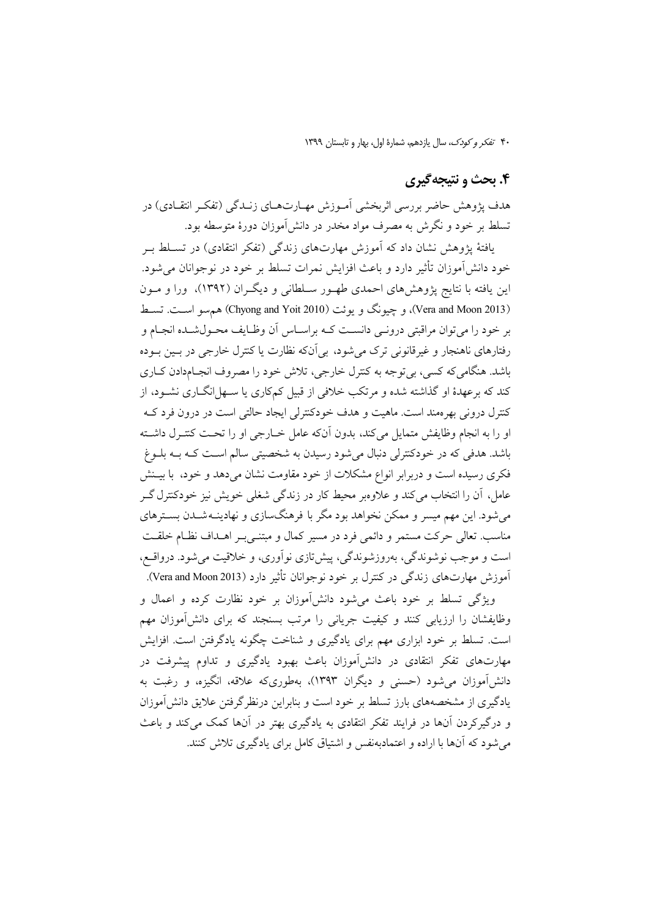## ۴. بحث و نتیجه‌گیری

هدف پژوهش حاضر بررسی اثربخشی آموزش مهارت‌های زندگی (تفکر انتقادی) در تسلط بر خود و نگرش به مصرف مواد مخدر در دانش‌آموزان دورهٔ متوسطه بود.

یافتهٔ پژوهش نشان داد که آموزش مهارت‌های زندگی (تفکر انتقادی) در تسلط بر خود دانش‌آموزان تأثیر دارد و باعث افزایش نمرات تسلط بر خود در نوجوانان می‌شود. این یافته با نتایج پژوهش‌های احمدی طهور سلطانی و دیگران (۱۳۹۲)، ورا و مون (Vera and Moon 2013)، و چیونگ و یوئت (Chyong and Yoit 2010) هم‌سو است. تسلط بر خود را می‌توان مراقبتی درونی دانست که براساس آن وظایف محول‌شده انجام و رفتارهای ناهنجار و غیرقانونی ترک می‌شود، بی‌آن‌که نظارت یا کنترل خارجی در بین بوده باشد. هنگامی‌که کسی، بی‌توجه به کنترل خارجی، تلاش خود را مصروف انجام‌دادن کاری کند که برعهدهٔ او گذاشته شده و مرتکب خلافی از قبیل کم‌کاری یا سهل‌انگاری نشود، از کنترل درونی بهره‌مند است. ماهیت و هدف خودکنترلی ایجاد حالتی است در درون فرد که او را به انجام وظایفش متمایل می‌کند، بدون آن‌که عامل خارجی او را تحت کنترل داشته باشد. هدفی که در خودکنترلی دنبال می‌شود رسیدن به شخصیتی سالم است که به بلوغ فکری رسیده است و دربرابر انواع مشکلات از خود مقاومت نشان می‌دهد و خود، با بینش عامل، آن را انتخاب می‌کند و علاوه‌بر محیط کار در زندگی شغلی خویش نیز خودکنترل‌گر می‌شود. این مهم میسر و ممکن نخواهد بود مگر با فرهنگ‌سازی و نهادینه‌شدن بسترهای مناسب. تعالی حرکت مستمر و دائمی فرد در مسیر کمال و مبتنی‌بر اهداف نظام خلقت است و موجب نوشوندگی، به‌روزشوندگی، پیش‌تازی نوآوری، و خلاقیت می‌شود. درواقع، آموزش مهارت‌های زندگی در کنترل بر خود نوجوانان تأثیر دارد (Vera and Moon 2013).

ویژگی تسلط بر خود باعث می‌شود دانش‌آموزان بر خود نظارت کرده و اعمال و وظایفشان را ارزیابی کنند و کیفیت جریانی را مرتب بسنجند که برای دانش‌آموزان مهم است. تسلط بر خود ابزاری مهم برای یادگیری و شناخت چگونه یادگرفتن است. افزایش مهارت‌های تفکر انتقادی در دانش‌آموزان باعث بهبود یادگیری و تداوم پیشرفت در دانش‌آموزان می‌شود (حسنی و دیگران ۱۳۹۳)، به‌طوری‌که علاقه، انگیزه، و رغبت به یادگیری از مشخصه‌های بارز تسلط بر خود است و بنابراین درنظرگرفتن علایق دانش‌آموزان و درگیرکردن آن‌ها در فرایند تفکر انتقادی به یادگیری بهتر در آن‌ها کمک می‌کند و باعث می‌شود که آن‌ها با اراده و اعتمادبه‌نفس و اشتیاق کامل برای یادگیری تلاش کنند.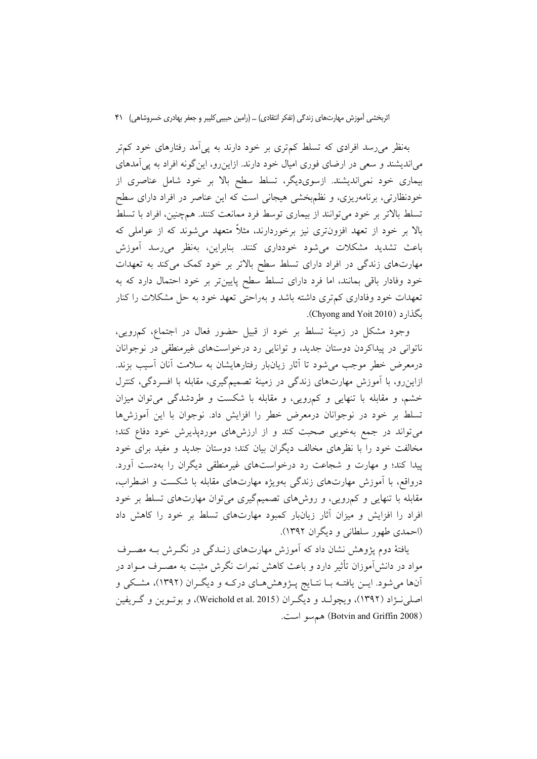به‌نظر می‌رسد افرادی که تسلط کم‌تری بر خود دارند به پی‌آمد رفتارهای خود کم‌تر می‌اندیشند و سعی در ارضای فوری امیال خود دارند. ازاین‌رو، این‌گونه افراد به پی‌آمدهای بیماری خود نمی‌اندیشند. ازسوی‌دیگر، تسلط سطح بالا بر خود شامل عناصری از خودنظارتی، برنامه‌ریزی، و نظم‌بخشی هیجانی است که این عناصر در افراد دارای سطح تسلط بالاتر بر خود می‌توانند از بیماری توسط فرد ممانعت کنند. هم‌چنین، افراد با تسلط بالا بر خود از تعهد افزون‌تری نیز برخوردارند، مثلاً متعهد می‌شوند که از عواملی که باعث تشدید مشکلات می‌شود خودداری کنند. بنابراین، به‌نظر می‌رسد آموزش مهارت‌های زندگی در افراد دارای تسلط سطح بالاتر بر خود کمک می‌کند به تعهدات خود وفادار باقی بمانند، اما فرد دارای تسلط سطح پایین‌تر بر خود احتمال دارد که به تعهدات خود وفاداری کم‌تری داشته باشد و به‌راحتی تعهد خود به حل مشکلات را کنار بگذارد (Chyong and Yoit 2010).

وجود مشکل در زمینهٔ تسلط بر خود از قبیل حضور فعال در اجتماع، کم‌رویی، ناتوانی در پیداکردن دوستان جدید، و توانایی رد درخواست‌های غیرمنطقی در نوجوانان درمعرض خطر موجب می‌شود تا آثار زیان‌بار رفتارهایشان به سلامت آنان آسیب بزند. ازاین‌رو، با آموزش مهارت‌های زندگی در زمینهٔ تصمیم‌گیری، مقابله با افسردگی، کنترل خشم، و مقابله با تنهایی و کم‌رویی، و مقابله با شکست و طردشدگی می‌توان میزان تسلط بر خود در نوجوانان درمعرض خطر را افزایش داد. نوجوان با این آموزش‌ها می‌تواند در جمع به‌خوبی صحبت کند و از ارزش‌های موردپذیرش خود دفاع کند؛ مخالفت خود را با نظرهای مخالف دیگران بیان کند؛ دوستان جدید و مفید برای خود پیدا کند؛ و مهارت و شجاعت رد درخواست‌های غیرمنطقی دیگران را به‌دست آورد. درواقع، با آموزش مهارت‌های زندگی به‌ویژه مهارت‌های مقابله با شکست و اضطراب، مقابله با تنهایی و کم‌رویی، و روش‌های تصمیم‌گیری می‌توان مهارت‌های تسلط بر خود افراد را افزایش و میزان آثار زیان‌بار کمبود مهارت‌های تسلط بر خود را کاهش داد (احمدی طهور سلطانی و دیگران ۱۳۹۲).

یافتهٔ دوم پژوهش نشان داد که آموزش مهارت‌های زندگی در نگرش بـه مصـرف مواد در دانش‌آموزان تأثیر دارد و باعث کاهش نمرات نگرش مثبت به مصـرف مـواد در آن‌ها می‌شود. ایـن یافتـه بـا نتـایج پـژوهش‌هـای درکـه و دیگـران (۱۳۹۲)، مشـکی و اصلی‌نـژاد (۱۳۹۲)، ویچولـد و دیگـران (Weichold et al. 2015)، و بوتـوین و گـریفین (Botvin and Griffin 2008) هم‌سو است.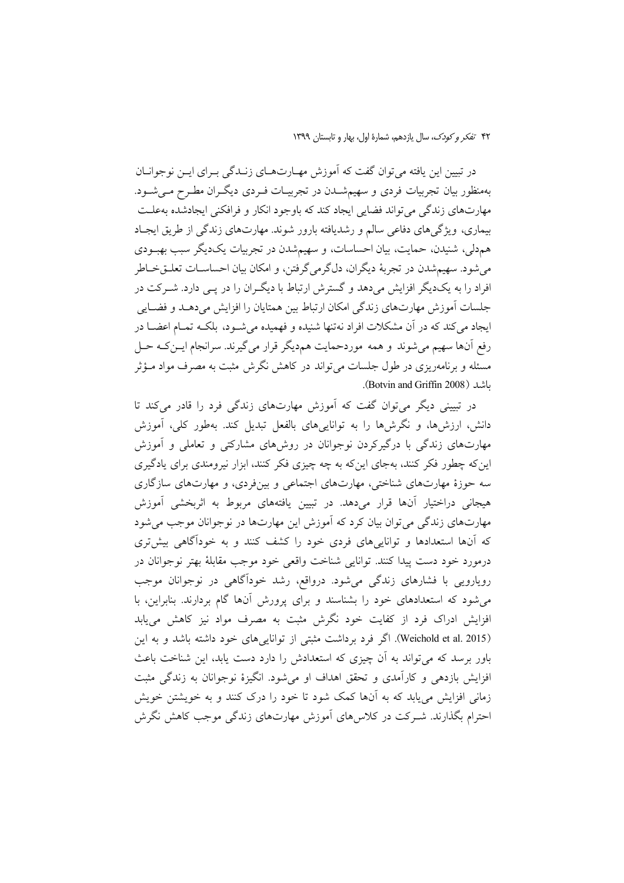در تبیین این یافته می‌توان گفت که آموزش مهارت‌های زندگی برای این نوجوانان به‌منظور بیان تجربیات فردی و سهیم‌شدن در تجربیات فردی دیگران مطرح می‌شود. مهارت‌های زندگی می‌تواند فضایی ایجاد کند که باوجود انکار و فرافکنی ایجادشده به‌علت بیماری، ویژگی‌های دفاعی سالم و رشدیافته بارور شوند. مهارت‌های زندگی از طریق ایجاد همدلی، شنیدن، حمایت، بیان احساسات، و سهیم‌شدن در تجربیات یک‌دیگر سبب بهبودی می‌شود. سهیم‌شدن در تجربهٔ دیگران، دل‌گرمی‌گرفتن، و امکان بیان احساسات تعلق‌خاطر افراد را به یک‌دیگر افزایش می‌دهد و گسترش ارتباط با دیگران را در پی دارد. شرکت در جلسات آموزش مهارت‌های زندگی امکان ارتباط بین همتایان را افزایش می‌دهد و فضایی ایجاد می‌کند که در آن مشکلات افراد نه‌تنها شنیده و فهمیده می‌شود، بلکه تمام اعضا در رفع آن‌ها سهیم می‌شوند و همه موردحمایت هم‌دیگر قرار می‌گیرند. سرانجام این‌که حل مسئله و برنامه‌ریزی در طول جلسات می‌تواند در کاهش نگرش مثبت به مصرف مواد مؤثر باشد (Botvin and Griffin 2008).

در تبیینی دیگر می‌توان گفت که آموزش مهارت‌های زندگی فرد را قادر می‌کند تا دانش، ارزش‌ها، و نگرش‌ها را به توانایی‌های بالفعل تبدیل کند. به‌طور کلی، آموزش مهارت‌های زندگی با درگیرکردن نوجوانان در روش‌های مشارکتی و تعاملی و آموزش این‌که چطور فکر کنند، به‌جای این‌که به چه چیزی فکر کنند، ابزار نیرومندی برای یادگیری سه حوزهٔ مهارت‌های شناختی، مهارت‌های اجتماعی و بین‌فردی، و مهارت‌های سازگاری هیجانی دراختیار آن‌ها قرار می‌دهد. در تبیین یافته‌های مربوط به اثربخشی آموزش مهارت‌های زندگی می‌توان بیان کرد که آموزش این مهارت‌ها در نوجوانان موجب می‌شود که آن‌ها استعدادها و توانایی‌های فردی خود را کشف کنند و به خودآگاهی بیش‌تری درمورد خود دست پیدا کنند. توانایی شناخت واقعی خود موجب مقابلهٔ بهتر نوجوانان در رویارویی با فشارهای زندگی می‌شود. درواقع، رشد خودآگاهی در نوجوانان موجب می‌شود که استعدادهای خود را بشناسند و برای پرورش آن‌ها گام بردارند. بنابراین، با افزایش ادراک فرد از کفایت خود نگرش مثبت به مصرف مواد نیز کاهش می‌یابد (Weichold et al. 2015). اگر فرد برداشت مثبتی از توانایی‌های خود داشته باشد و به این باور برسد که می‌تواند به آن چیزی که استعدادش را دارد دست یابد، این شناخت باعث افزایش بازدهی و کارآمدی و تحقق اهداف او می‌شود. انگیزهٔ نوجوانان به زندگی مثبت زمانی افزایش می‌یابد که به آن‌ها کمک شود تا خود را درک کنند و به خویشتن خویش احترام بگذارند. شرکت در کلاس‌های آموزش مهارت‌های زندگی موجب کاهش نگرش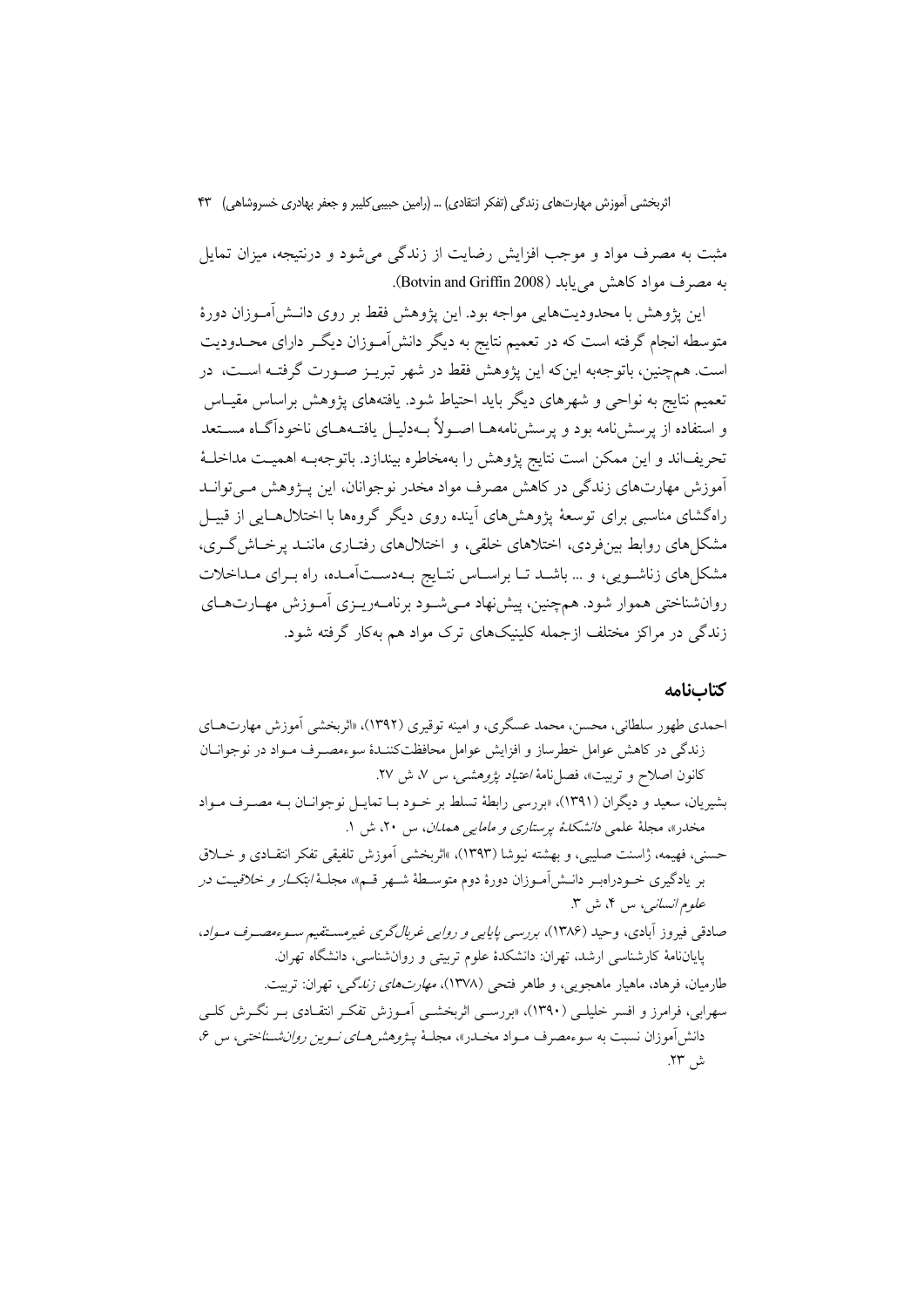مثبت به مصرف مواد و موجب افزایش رضایت از زندگی می‌شود و درنتیجه، میزان تمایل به مصرف مواد کاهش می‌یابد (Botvin and Griffin 2008).

این پژوهش با محدودیت‌هایی مواجه بود. این پژوهش فقط بر روی دانش‌آموزان دورهٔ متوسطه انجام گرفته است که در تعمیم نتایج به دیگر دانش‌آموزان دیگر دارای محدودیت است. هم‌چنین، باتوجه‌به این‌که این پژوهش فقط در شهر تبریز صورت گرفته است، در تعمیم نتایج به نواحی و شهرهای دیگر باید احتیاط شود. یافته‌های پژوهش براساس مقیاس و استفاده از پرسش‌نامه بود و پرسش‌نامه‌ها اصولاً به‌دلیل یافته‌های ناخودآگاه مستعد تحریف‌اند و این ممکن است نتایج پژوهش را به‌مخاطره بیندازد. باتوجه‌به اهمیت مداخلهٔ آموزش مهارت‌های زندگی در کاهش مصرف مواد مخدر نوجوانان، این پژوهش می‌تواند راه‌گشای مناسبی برای توسعهٔ پژوهش‌های آینده روی دیگر گروه‌ها با اختلال‌هایی از قبیل مشکل‌های روابط بین‌فردی، اختلاهای خلقی، و اختلال‌های رفتاری مانند پرخاش‌گری، مشکل‌های زناشویی، و ... باشد تا براساس نتایج به‌دست‌آمده، راه برای مداخلات روان‌شناختی هموار شود. هم‌چنین، پیش‌نهاد می‌شود برنامه‌ریزی آموزش مهارت‌های زندگی در مراکز مختلف ازجمله کلینیک‌های ترک مواد هم به‌کار گرفته شود.

## کتاب‌نامه

احمدی طهور سلطانی، محسن، محمد عسگری، و امینه توقیری (۱۳۹۲)، «اثربخشی آموزش مهارت‌های زندگی در کاهش عوامل خطرساز و افزایش عوامل محافظت‌کنندهٔ سوء‌مصرف مواد در نوجوانان کانون اصلاح و تربیت»، فصل‌نامهٔ *اعتیاد پژوهشی*، س ۷، ش ۲۷.

بشیریان، سعید و دیگران (۱۳۹۱)، «بررسی رابطهٔ تسلط بر خود با تمایل نوجوانان به مصرف مواد مخدر»، مجلهٔ علمی *دانشکدهٔ پرستاری و مامایی همدان*، س ۲۰، ش ۱.

حسنی، فهیمه، ژاسنت صلیبی، و بهشته نیوشا (۱۳۹۳)، «اثربخشی آموزش تلفیقی تفکر انتقادی و خلاق بر یادگیری خودراهبر دانش‌آموزان دورهٔ دوم متوسطهٔ شهر قم»، مجلهٔ *ابتکار و خلاقیت در علوم انسانی*، س ۴، ش ۳.

صادقی فیروز آبادی، وحید (۱۳۸۶)، *بررسی پایایی و روایی غربال‌گری غیرمستقیم سوء‌مصرف مواد*، پایان‌نامهٔ کارشناسی ارشد، تهران: دانشکدهٔ علوم تربیتی و روان‌شناسی، دانشگاه تهران.

طارمیان، فرهاد، ماهیار ماهجویی، و طاهر فتحی (۱۳۷۸)، *مهارت‌های زندگی*، تهران: تربیت.

سهرابی، فرامرز و افسر خلیلی (۱۳۹۰)، «بررسی اثربخشی آموزش تفکر انتقادی بر نگرش کلی دانش‌آموزان نسبت به سوء‌مصرف مواد مخدر»، مجلهٔ *پژوهش‌های نوین روان‌شناختی*، س ۶، ش ۲۳.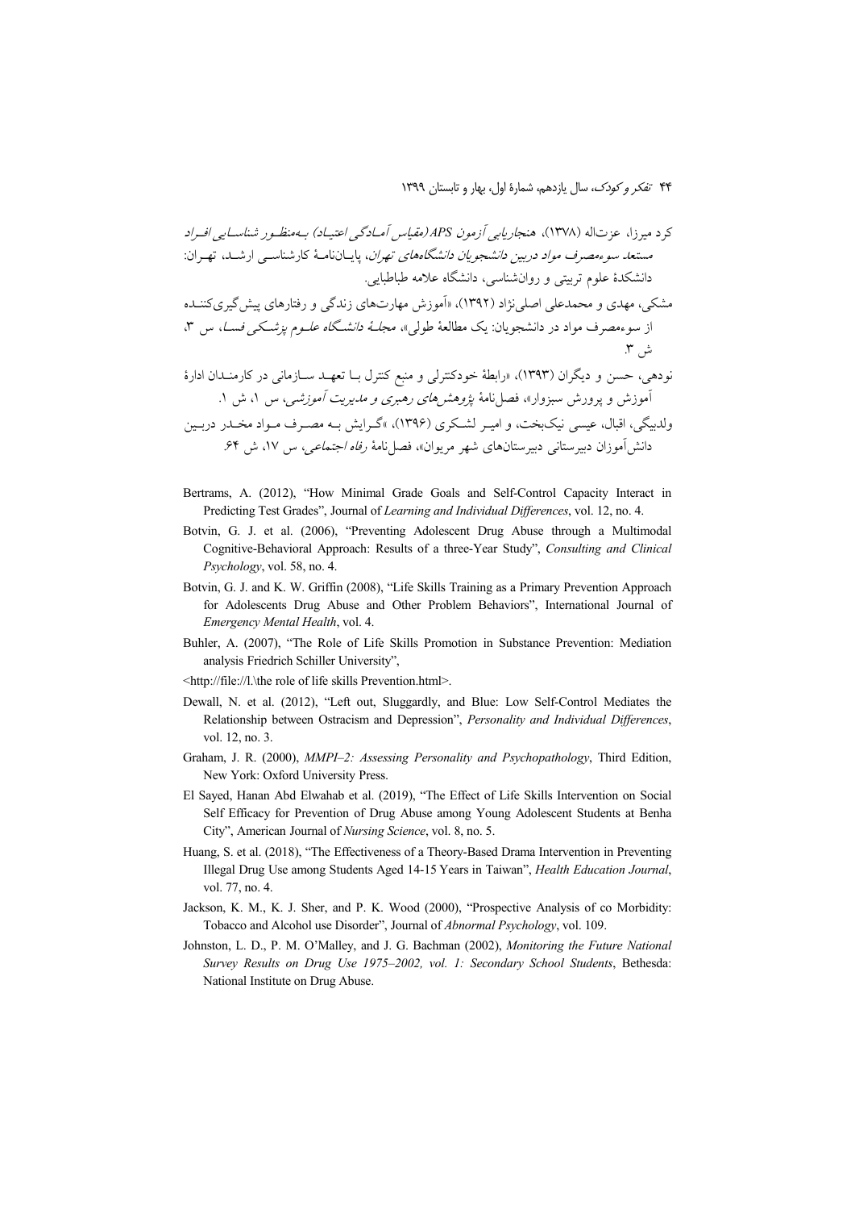کرد میرزا، عزت‌اله (۱۳۷۸)، *هنجاریابی آزمون APS (مقیاس آمادگی اعتیاد) به‌منظور شناسایی افراد مستعد سوءمصرف مواد دربین دانشجویان دانشگاه‌های تهران*، پایان‌نامهٔ کارشناسی ارشد، تهران: دانشکدهٔ علوم تربیتی و روان‌شناسی، دانشگاه علامه طباطبایی.

مشکی، مهدی و محمدعلی اصلی‌نژاد (۱۳۹۲)، «آموزش مهارت‌های زندگی و رفتارهای پیش‌گیری‌کننده از سوءمصرف مواد در دانشجویان: یک مطالعهٔ طولی»، *مجلهٔ دانشگاه علوم پزشکی فسا*، س ۳، ش ۳.

نودهی، حسن و دیگران (۱۳۹۳)، «رابطهٔ خودکنترلی و منبع کنترل با تعهد سازمانی در کارمندان ادارهٔ آموزش و پرورش سبزوار»، فصل‌نامهٔ *پژوهش‌های رهبری و مدیریت آموزشی*، س ۱، ش ۱.

ولدبیگی، اقبال، عیسی نیک‌بخت، و امیر لشکری (۱۳۹۶)، «گرایش به مصرف مواد مخدر دربین دانش‌آموزان دبیرستانی دبیرستان‌های شهر مریوان»، فصل‌نامهٔ *رفاه اجتماعی*، س ۱۷، ش ۶۴.

Bertrams, A. (2012), "How Minimal Grade Goals and Self-Control Capacity Interact in Predicting Test Grades", Journal of *Learning and Individual Differences*, vol. 12, no. 4.

Botvin, G. J. et al. (2006), "Preventing Adolescent Drug Abuse through a Multimodal Cognitive-Behavioral Approach: Results of a three-Year Study", *Consulting and Clinical Psychology*, vol. 58, no. 4.

Botvin, G. J. and K. W. Griffin (2008), "Life Skills Training as a Primary Prevention Approach for Adolescents Drug Abuse and Other Problem Behaviors", International Journal of *Emergency Mental Health*, vol. 4.

Buhler, A. (2007), "The Role of Life Skills Promotion in Substance Prevention: Mediation analysis Friedrich Schiller University",

<http://file://l.\the role of life skills Prevention.html>.

Dewall, N. et al. (2012), "Left out, Sluggardly, and Blue: Low Self-Control Mediates the Relationship between Ostracism and Depression", *Personality and Individual Differences*, vol. 12, no. 3.

Graham, J. R. (2000), *MMPI–2: Assessing Personality and Psychopathology*, Third Edition, New York: Oxford University Press.

El Sayed, Hanan Abd Elwahab et al. (2019), "The Effect of Life Skills Intervention on Social Self Efficacy for Prevention of Drug Abuse among Young Adolescent Students at Benha City", American Journal of *Nursing Science*, vol. 8, no. 5.

Huang, S. et al. (2018), "The Effectiveness of a Theory-Based Drama Intervention in Preventing Illegal Drug Use among Students Aged 14-15 Years in Taiwan", *Health Education Journal*, vol. 77, no. 4.

Jackson, K. M., K. J. Sher, and P. K. Wood (2000), "Prospective Analysis of co Morbidity: Tobacco and Alcohol use Disorder", Journal of *Abnormal Psychology*, vol. 109.

Johnston, L. D., P. M. O'Malley, and J. G. Bachman (2002), *Monitoring the Future National Survey Results on Drug Use 1975–2002, vol. 1: Secondary School Students*, Bethesda: National Institute on Drug Abuse.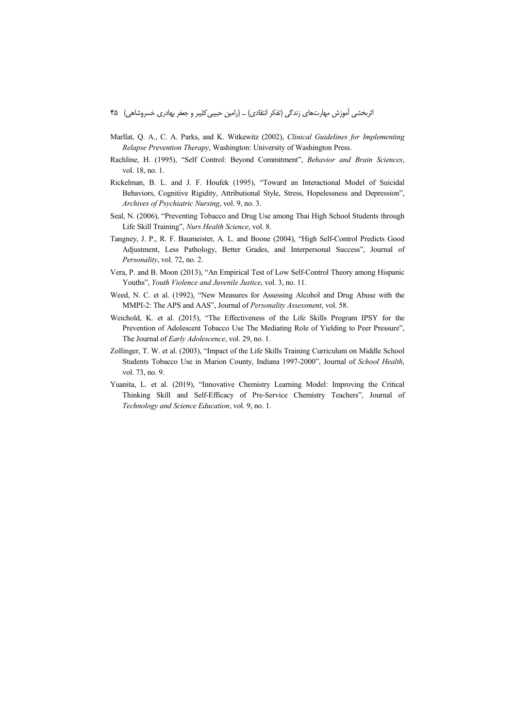Marllat, Q. A., C. A. Parks, and K. Witkewitz (2002), *Clinical Guidelines for Implementing Relapse Prevention Therapy*, Washington: University of Washington Press.

Rachline, H. (1995), "Self Control: Beyond Commitment", *Behavior and Brain Sciences*, vol. 18, no. 1.

Rickelman, B. L. and J. F. Houfek (1995), "Toward an Interactional Model of Suicidal Behaviors, Cognitive Rigidity, Attributional Style, Stress, Hopelessness and Depression", *Archives of Psychiatric Nursing*, vol. 9, no. 3.

Seal, N. (2006), "Preventing Tobacco and Drug Use among Thai High School Students through Life Skill Training", *Nurs Health Science*, vol. 8.

Tangney, J. P., R. F. Baumeister, A. L. and Boone (2004), "High Self-Control Predicts Good Adjustment, Less Pathology, Better Grades, and Interpersonal Success", Journal of *Personality*, vol. 72, no. 2.

Vera, P. and B. Moon (2013), "An Empirical Test of Low Self-Control Theory among Hispanic Youths", *Youth Violence and Juvenile Justice*, vol. 3, no. 11.

Weed, N. C. et al. (1992), "New Measures for Assessing Alcohol and Drug Abuse with the MMPI-2: The APS and AAS", Journal of *Personality Assessment*, vol. 58.

Weichold, K. et al. (2015), "The Effectiveness of the Life Skills Program IPSY for the Prevention of Adolescent Tobacco Use The Mediating Role of Yielding to Peer Pressure", The Journal of *Early Adolescence*, vol. 29, no. 1.

Zollinger, T. W. et al. (2003), "Impact of the Life Skills Training Curriculum on Middle School Students Tobacco Use in Marion County, Indiana 1997-2000", Journal of *School Health*, vol. 73, no. 9.

Yuanita, L. et al. (2019), "Innovative Chemistry Learning Model: Improving the Critical Thinking Skill and Self-Efficacy of Pre-Service Chemistry Teachers", Journal of *Technology and Science Education*, vol. 9, no. 1.